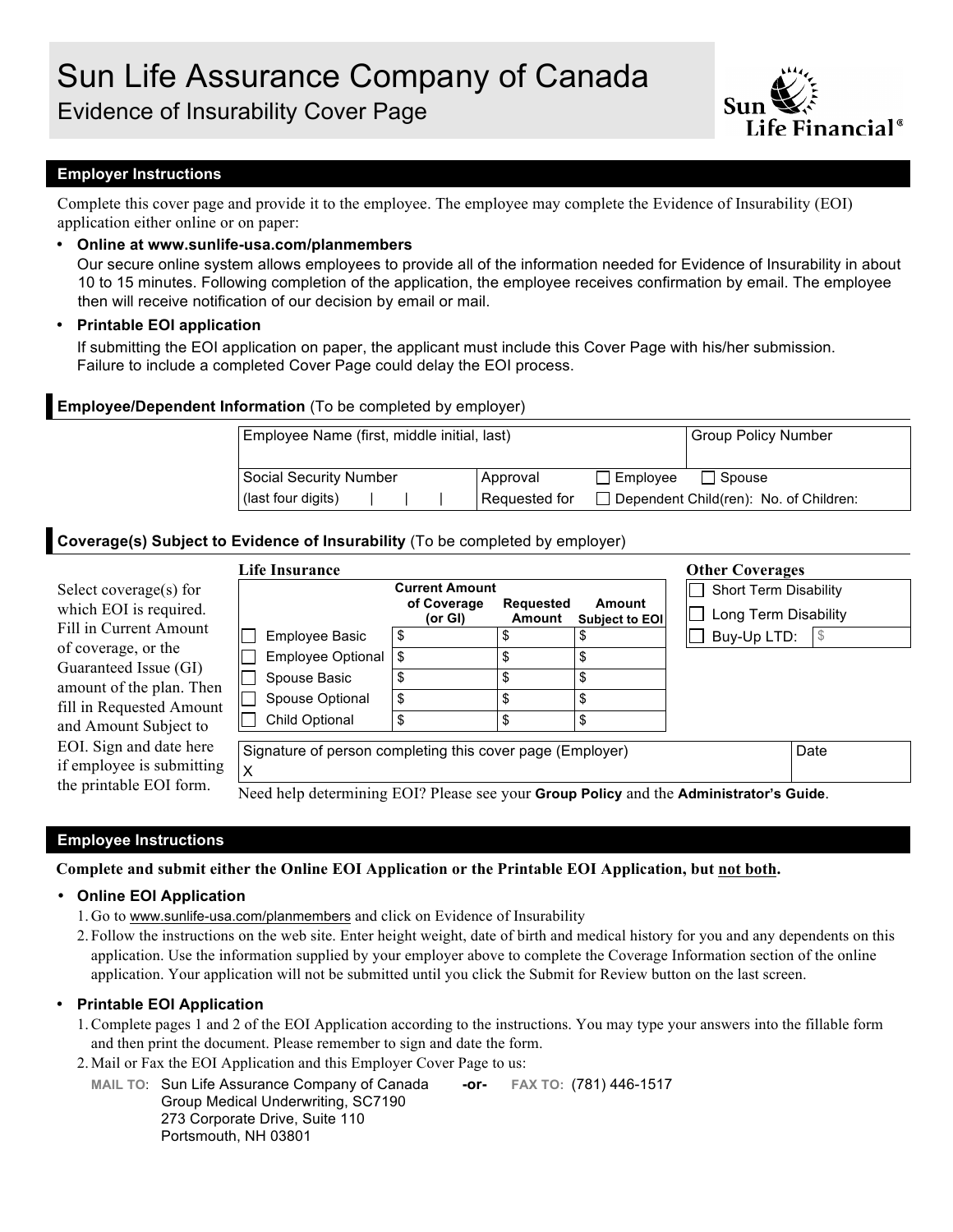# Sun Life Assurance Company of Canada

## Evidence of Insurability Cover Page

### Employer Instructions

Complete this cover page and provide it to the employee. The employee may complete the Evidence of Insurability (EOI) application either online or on paper:

- **Online at www.sunlife-usa.com/planmembers**
  Our secure online system allows employees to provide all of the information needed for Evidence of Insurability in about 10 to 15 minutes. Following completion of the application, the employee receives confirmation by email. The employee then will receive notification of our decision by email or mail.
- **Printable EOI application**
  If submitting the EOI application on paper, the applicant must include this Cover Page with his/her submission. Failure to include a completed Cover Page could delay the EOI process.

### Employee/Dependent Information (To be completed by employer)

| Employee Name (first, middle initial, last) | | Group Policy Number |
|---|---|---|
| Social Security Number (last four digits) \| \| \| | Approval Requested for | ☐ Employee ☐ Spouse ☐ Dependent Child(ren): No. of Children: |

### Coverage(s) Subject to Evidence of Insurability (To be completed by employer)

Select coverage(s) for which EOI is required. Fill in Current Amount of coverage, or the Guaranteed Issue (GI) amount of the plan. Then fill in Requested Amount and Amount Subject to EOI. Sign and date here if employee is submitting the printable EOI form.

**Life Insurance**

| | Current Amount of Coverage (or GI) | Requested Amount | Amount Subject to EOI |
|---|---|---|---|
| ☐ Employee Basic | $ | $ | $ |
| ☐ Employee Optional | $ | $ | $ |
| ☐ Spouse Basic | $ | $ | $ |
| ☐ Spouse Optional | $ | $ | $ |
| ☐ Child Optional | $ | $ | $ |

**Other Coverages**

- ☐ Short Term Disability
- ☐ Long Term Disability
- ☐ Buy-Up LTD: $

| Signature of person completing this cover page (Employer) | Date |
|---|---|
| X | |

Need help determining EOI? Please see your **Group Policy** and the **Administrator's Guide**.

### Employee Instructions

**Complete and submit either the Online EOI Application or the Printable EOI Application, but not both.**

- **Online EOI Application**
  1. Go to www.sunlife-usa.com/planmembers and click on Evidence of Insurability
  2. Follow the instructions on the web site. Enter height weight, date of birth and medical history for you and any dependents on this application. Use the information supplied by your employer above to complete the Coverage Information section of the online application. Your application will not be submitted until you click the Submit for Review button on the last screen.
- **Printable EOI Application**
  1. Complete pages 1 and 2 of the EOI Application according to the instructions. You may type your answers into the fillable form and then print the document. Please remember to sign and date the form.
  2. Mail or Fax the EOI Application and this Employer Cover Page to us:

     MAIL TO: Sun Life Assurance Company of Canada
     Group Medical Underwriting, SC7190
     273 Corporate Drive, Suite 110
     Portsmouth, NH 03801

     **-or-**

     FAX TO: (781) 446-1517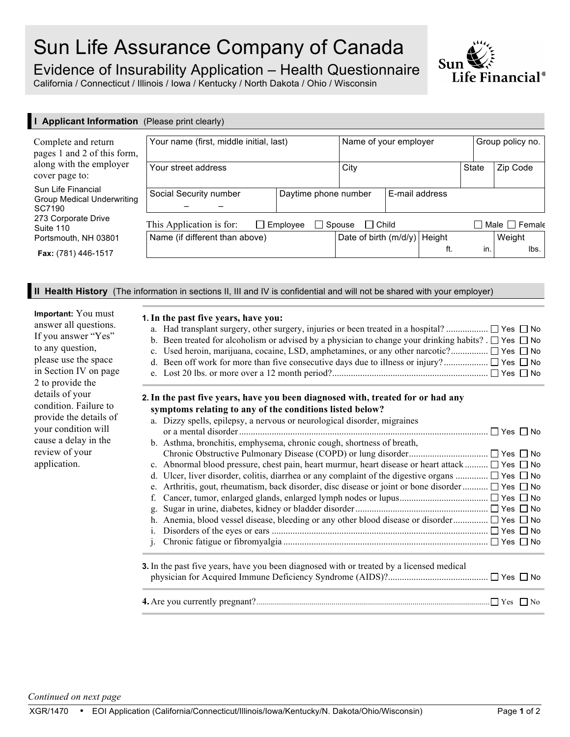# Sun Life Assurance Company of Canada

## Evidence of Insurability Application – Health Questionnaire

California / Connecticut / Illinois / Iowa / Kentucky / North Dakota / Ohio / Wisconsin

Sun Life Financial®

## I Applicant Information (Please print clearly)

Complete and return pages 1 and 2 of this form, along with the employer cover page to:

Sun Life Financial
Group Medical Underwriting
SC7190
273 Corporate Drive
Suite 110
Portsmouth, NH 03801

**Fax:** (781) 446-1517

| Your name (first, middle initial, last) | | Name of your employer | | Group policy no. |
|---|---|---|---|---|
| Your street address | | City | State | Zip Code |
| Social Security number – – | Daytime phone number | E-mail address | | |

This Application is for: ☐ Employee ☐ Spouse ☐ Child ☐ Male ☐ Female

| Name (if different than above) | Date of birth (m/d/y) | Height ft. in. | Weight lbs. |
|---|---|---|---|

## II Health History (The information in sections II, III and IV is confidential and will not be shared with your employer)

**Important:** You must answer all questions. If you answer "Yes" to any question, please use the space in Section IV on page 2 to provide the details of your condition. Failure to provide the details of your condition will cause a delay in the review of your application.

**1. In the past five years, have you:**

a. Had transplant surgery, other surgery, injuries or been treated in a hospital? ☐ Yes ☐ No
b. Been treated for alcoholism or advised by a physician to change your drinking habits? ☐ Yes ☐ No
c. Used heroin, marijuana, cocaine, LSD, amphetamines, or any other narcotic? ☐ Yes ☐ No
d. Been off work for more than five consecutive days due to illness or injury? ☐ Yes ☐ No
e. Lost 20 lbs. or more over a 12 month period? ☐ Yes ☐ No

**2. In the past five years, have you been diagnosed with, treated for or had any symptoms relating to any of the conditions listed below?**

a. Dizzy spells, epilepsy, a nervous or neurological disorder, migraines or a mental disorder ☐ Yes ☐ No
b. Asthma, bronchitis, emphysema, chronic cough, shortness of breath, Chronic Obstructive Pulmonary Disease (COPD) or lung disorder ☐ Yes ☐ No
c. Abnormal blood pressure, chest pain, heart murmur, heart disease or heart attack ☐ Yes ☐ No
d. Ulcer, liver disorder, colitis, diarrhea or any complaint of the digestive organs ☐ Yes ☐ No
e. Arthritis, gout, rheumatism, back disorder, disc disease or joint or bone disorder ☐ Yes ☐ No
f. Cancer, tumor, enlarged glands, enlarged lymph nodes or lupus ☐ Yes ☐ No
g. Sugar in urine, diabetes, kidney or bladder disorder ☐ Yes ☐ No
h. Anemia, blood vessel disease, bleeding or any other blood disease or disorder ☐ Yes ☐ No
i. Disorders of the eyes or ears ☐ Yes ☐ No
j. Chronic fatigue or fibromyalgia ☐ Yes ☐ No

**3.** In the past five years, have you been diagnosed with or treated by a licensed medical physician for Acquired Immune Deficiency Syndrome (AIDS)? ☐ Yes ☐ No

**4.** Are you currently pregnant? ☐ Yes ☐ No

*Continued on next page*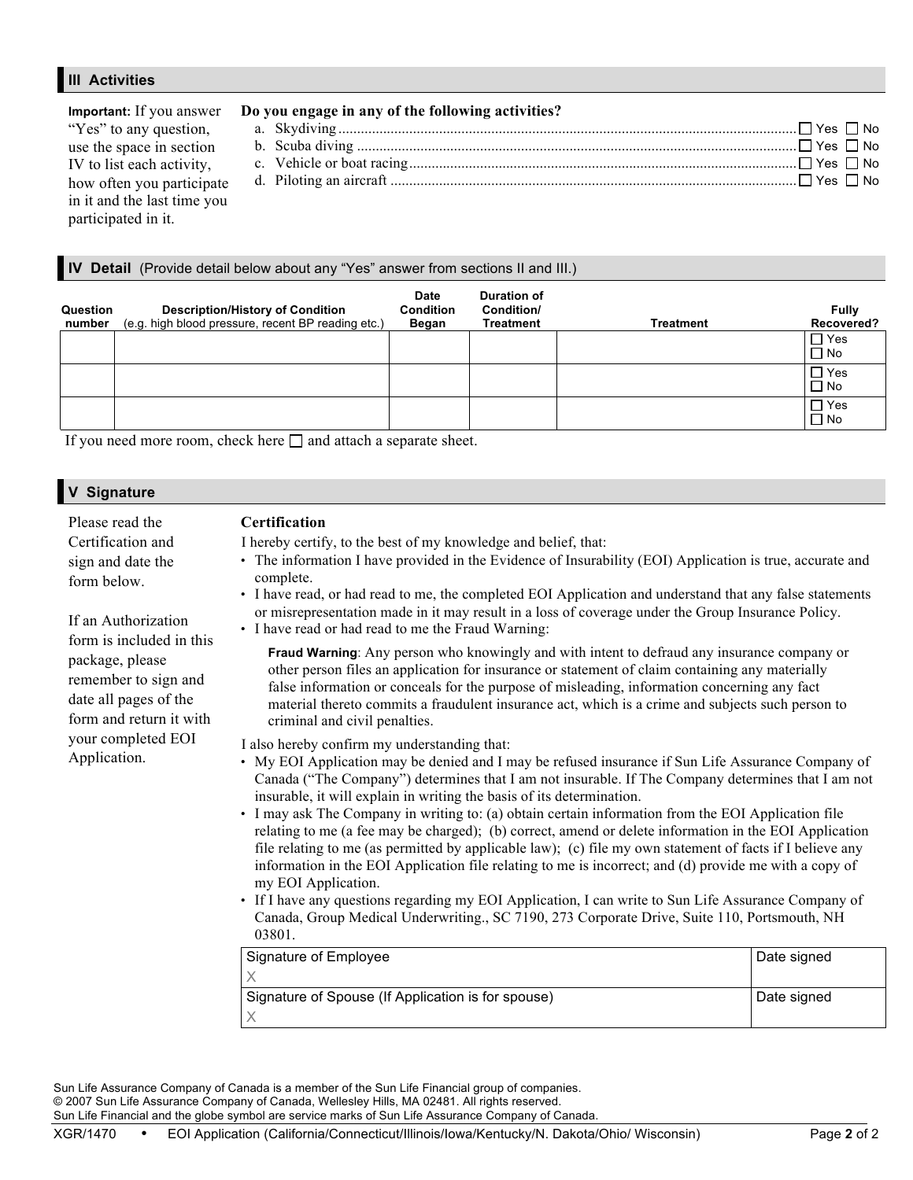## III Activities

**Important:** If you answer "Yes" to any question, use the space in section IV to list each activity, how often you participate in it and the last time you participated in it.

**Do you engage in any of the following activities?**

a. Skydiving .......... ☐ Yes ☐ No
b. Scuba diving .......... ☐ Yes ☐ No
c. Vehicle or boat racing .......... ☐ Yes ☐ No
d. Piloting an aircraft .......... ☐ Yes ☐ No

## IV Detail (Provide detail below about any "Yes" answer from sections II and III.)

| Question number | Description/History of Condition (e.g. high blood pressure, recent BP reading etc.) | Date Condition Began | Duration of Condition/ Treatment | Treatment | Fully Recovered? |
|---|---|---|---|---|---|
| | | | | | ☐ Yes ☐ No |
| | | | | | ☐ Yes ☐ No |
| | | | | | ☐ Yes ☐ No |

If you need more room, check here ☐ and attach a separate sheet.

## V Signature

Please read the Certification and sign and date the form below.

If an Authorization form is included in this package, please remember to sign and date all pages of the form and return it with your completed EOI Application.

**Certification**

I hereby certify, to the best of my knowledge and belief, that:

- The information I have provided in the Evidence of Insurability (EOI) Application is true, accurate and complete.
- I have read, or had read to me, the completed EOI Application and understand that any false statements or misrepresentation made in it may result in a loss of coverage under the Group Insurance Policy.
- I have read or had read to me the Fraud Warning:

  **Fraud Warning**: Any person who knowingly and with intent to defraud any insurance company or other person files an application for insurance or statement of claim containing any materially false information or conceals for the purpose of misleading, information concerning any fact material thereto commits a fraudulent insurance act, which is a crime and subjects such person to criminal and civil penalties.

I also hereby confirm my understanding that:

- My EOI Application may be denied and I may be refused insurance if Sun Life Assurance Company of Canada ("The Company") determines that I am not insurable. If The Company determines that I am not insurable, it will explain in writing the basis of its determination.
- I may ask The Company in writing to: (a) obtain certain information from the EOI Application file relating to me (a fee may be charged); (b) correct, amend or delete information in the EOI Application file relating to me (as permitted by applicable law); (c) file my own statement of facts if I believe any information in the EOI Application file relating to me is incorrect; and (d) provide me with a copy of my EOI Application.
- If I have any questions regarding my EOI Application, I can write to Sun Life Assurance Company of Canada, Group Medical Underwriting., SC 7190, 273 Corporate Drive, Suite 110, Portsmouth, NH 03801.

| | |
|---|---|
| Signature of Employee<br>X | Date signed |
| Signature of Spouse (If Application is for spouse)<br>X | Date signed |

Sun Life Assurance Company of Canada is a member of the Sun Life Financial group of companies.
© 2007 Sun Life Assurance Company of Canada, Wellesley Hills, MA 02481. All rights reserved.
Sun Life Financial and the globe symbol are service marks of Sun Life Assurance Company of Canada.

XGR/1470 • EOI Application (California/Connecticut/Illinois/Iowa/Kentucky/N. Dakota/Ohio/ Wisconsin)